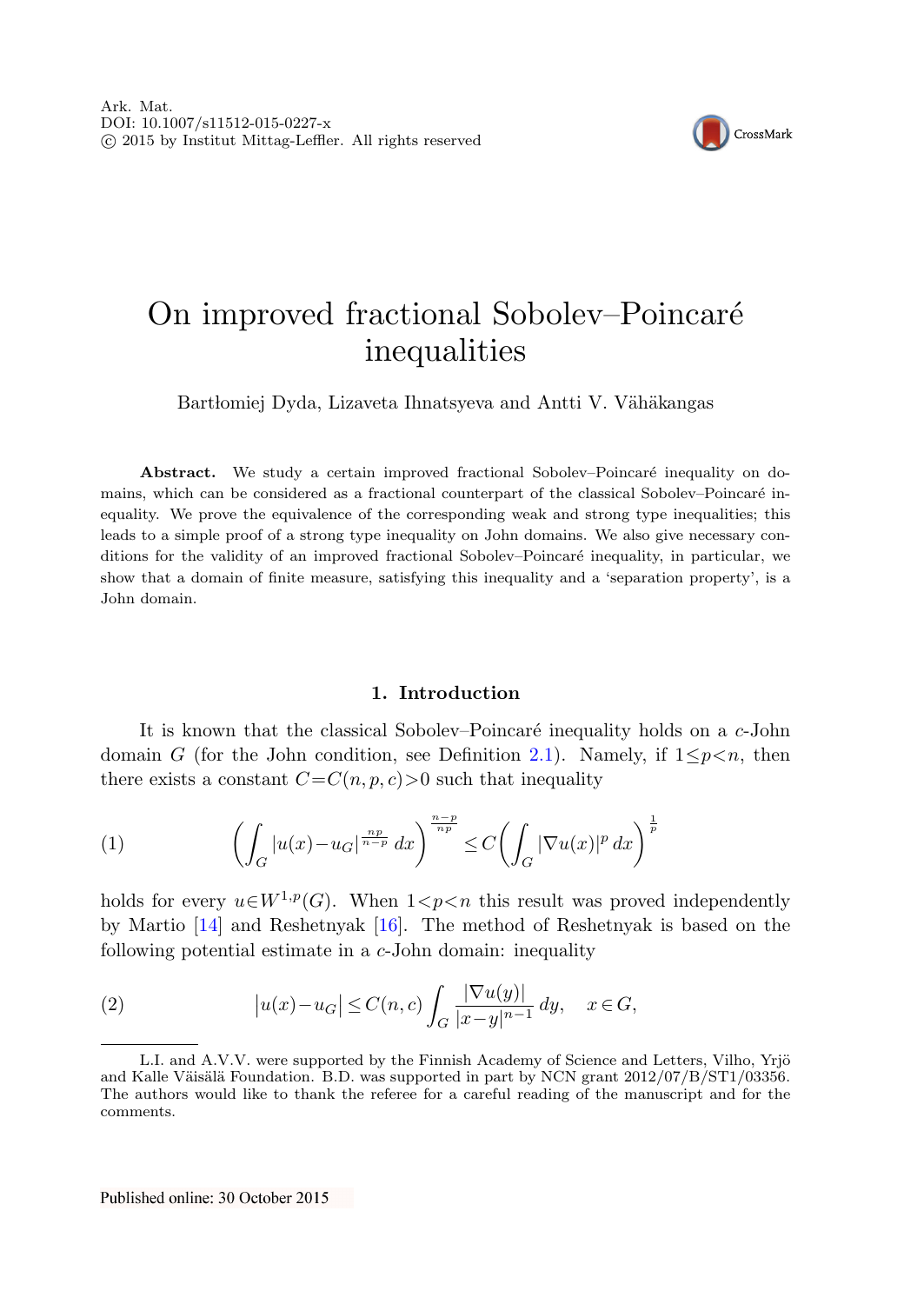Ark. Mat.
DOI: 10.1007/s11512-015-0227-x
© 2015 by Institut Mittag-Leffler. All rights reserved

# On improved fractional Sobolev–Poincaré inequalities

Bartłomiej Dyda, Lizaveta Ihnatsyeva and Antti V. Vähäkangas

**Abstract.** We study a certain improved fractional Sobolev–Poincaré inequality on domains, which can be considered as a fractional counterpart of the classical Sobolev–Poincaré inequality. We prove the equivalence of the corresponding weak and strong type inequalities; this leads to a simple proof of a strong type inequality on John domains. We also give necessary conditions for the validity of an improved fractional Sobolev–Poincaré inequality, in particular, we show that a domain of finite measure, satisfying this inequality and a 'separation property', is a John domain.

## 1. Introduction

It is known that the classical Sobolev–Poincaré inequality holds on a $c$-John domain $G$ (for the John condition, see Definition 2.1). Namely, if $1\le p<n$, then there exists a constant $C=C(n,p,c)>0$ such that inequality

$$
\left(\int_G |u(x)-u_G|^{\frac{np}{n-p}}\,dx\right)^{\frac{n-p}{np}} \le C\left(\int_G |\nabla u(x)|^p\,dx\right)^{\frac{1}{p}} \tag{1}
$$

holds for every $u\in W^{1,p}(G)$. When $1<p<n$ this result was proved independently by Martio [14] and Reshetnyak [16]. The method of Reshetnyak is based on the following potential estimate in a $c$-John domain: inequality

$$
\left|u(x)-u_G\right| \le C(n,c)\int_G \frac{|\nabla u(y)|}{|x-y|^{n-1}}\,dy, \quad x\in G, \tag{2}
$$

L.I. and A.V.V. were supported by the Finnish Academy of Science and Letters, Vilho, Yrjö and Kalle Väisälä Foundation. B.D. was supported in part by NCN grant 2012/07/B/ST1/03356. The authors would like to thank the referee for a careful reading of the manuscript and for the comments.

Published online: 30 October 2015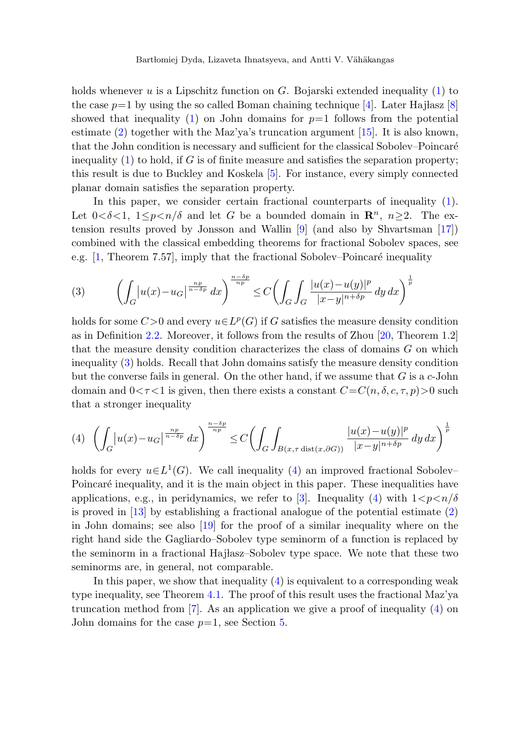holds whenever $u$ is a Lipschitz function on $G$. Bojarski extended inequality (1) to the case $p=1$ by using the so called Boman chaining technique [4]. Later Hajłasz [8] showed that inequality (1) on John domains for $p=1$ follows from the potential estimate (2) together with the Maz'ya's truncation argument [15]. It is also known, that the John condition is necessary and sufficient for the classical Sobolev–Poincaré inequality (1) to hold, if $G$ is of finite measure and satisfies the separation property; this result is due to Buckley and Koskela [5]. For instance, every simply connected planar domain satisfies the separation property.

In this paper, we consider certain fractional counterparts of inequality (1). Let $0<\delta<1$, $1\le p<n/\delta$ and let $G$ be a bounded domain in $\mathbf{R}^n$, $n\ge 2$. The extension results proved by Jonsson and Wallin [9] (and also by Shvartsman [17]) combined with the classical embedding theorems for fractional Sobolev spaces, see e.g. [1, Theorem 7.57], imply that the fractional Sobolev–Poincaré inequality

$$(3)\qquad \left(\int_G |u(x)-u_G|^{\frac{np}{n-\delta p}}\,dx\right)^{\frac{n-\delta p}{np}} \le C\left(\int_G\int_G \frac{|u(x)-u(y)|^p}{|x-y|^{n+\delta p}}\,dy\,dx\right)^{\frac{1}{p}}$$

holds for some $C>0$ and every $u\in L^p(G)$ if $G$ satisfies the measure density condition as in Definition 2.2. Moreover, it follows from the results of Zhou [20, Theorem 1.2] that the measure density condition characterizes the class of domains $G$ on which inequality (3) holds. Recall that John domains satisfy the measure density condition but the converse fails in general. On the other hand, if we assume that $G$ is a $c$-John domain and $0<\tau<1$ is given, then there exists a constant $C=C(n,\delta,c,\tau,p)>0$ such that a stronger inequality

$$(4)\quad \left(\int_G |u(x)-u_G|^{\frac{np}{n-\delta p}}\,dx\right)^{\frac{n-\delta p}{np}} \le C\left(\int_G\int_{B(x,\tau\,\mathrm{dist}(x,\partial G))} \frac{|u(x)-u(y)|^p}{|x-y|^{n+\delta p}}\,dy\,dx\right)^{\frac{1}{p}}$$

holds for every $u\in L^1(G)$. We call inequality (4) an improved fractional Sobolev–Poincaré inequality, and it is the main object in this paper. These inequalities have applications, e.g., in peridynamics, we refer to [3]. Inequality (4) with $1<p<n/\delta$ is proved in [13] by establishing a fractional analogue of the potential estimate (2) in John domains; see also [19] for the proof of a similar inequality where on the right hand side the Gagliardo–Sobolev type seminorm of a function is replaced by the seminorm in a fractional Hajłasz–Sobolev type space. We note that these two seminorms are, in general, not comparable.

In this paper, we show that inequality (4) is equivalent to a corresponding weak type inequality, see Theorem 4.1. The proof of this result uses the fractional Maz'ya truncation method from [7]. As an application we give a proof of inequality (4) on John domains for the case $p=1$, see Section 5.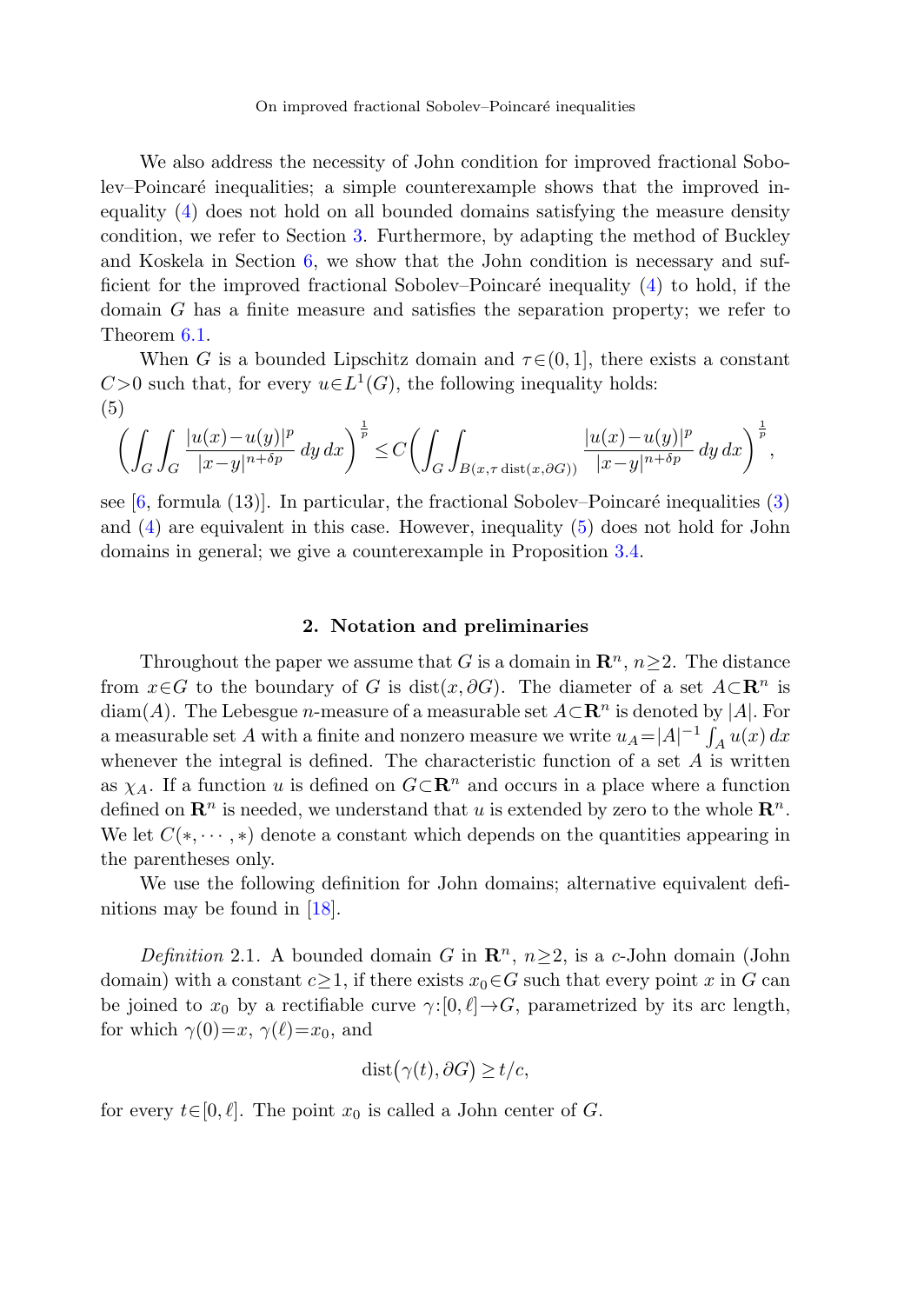We also address the necessity of John condition for improved fractional Sobolev–Poincaré inequalities; a simple counterexample shows that the improved inequality (4) does not hold on all bounded domains satisfying the measure density condition, we refer to Section 3. Furthermore, by adapting the method of Buckley and Koskela in Section 6, we show that the John condition is necessary and sufficient for the improved fractional Sobolev–Poincaré inequality (4) to hold, if the domain $G$ has a finite measure and satisfies the separation property; we refer to Theorem 6.1.

When $G$ is a bounded Lipschitz domain and $\tau\in(0,1]$, there exists a constant $C>0$ such that, for every $u\in L^1(G)$, the following inequality holds:
(5)

$$\left(\int_G\int_G \frac{|u(x)-u(y)|^p}{|x-y|^{n+\delta p}}\,dy\,dx\right)^{\frac{1}{p}} \le C\left(\int_G\int_{B(x,\tau\operatorname{dist}(x,\partial G))} \frac{|u(x)-u(y)|^p}{|x-y|^{n+\delta p}}\,dy\,dx\right)^{\frac{1}{p}},$$

see [6, formula (13)]. In particular, the fractional Sobolev–Poincaré inequalities (3) and (4) are equivalent in this case. However, inequality (5) does not hold for John domains in general; we give a counterexample in Proposition 3.4.

## 2. Notation and preliminaries

Throughout the paper we assume that $G$ is a domain in $\mathbf{R}^n$, $n\ge 2$. The distance from $x\in G$ to the boundary of $G$ is $\operatorname{dist}(x,\partial G)$. The diameter of a set $A\subset\mathbf{R}^n$ is $\operatorname{diam}(A)$. The Lebesgue $n$-measure of a measurable set $A\subset\mathbf{R}^n$ is denoted by $|A|$. For a measurable set $A$ with a finite and nonzero measure we write $u_A=|A|^{-1}\int_A u(x)\,dx$ whenever the integral is defined. The characteristic function of a set $A$ is written as $\chi_A$. If a function $u$ is defined on $G\subset\mathbf{R}^n$ and occurs in a place where a function defined on $\mathbf{R}^n$ is needed, we understand that $u$ is extended by zero to the whole $\mathbf{R}^n$. We let $C(*,\cdots,*)$ denote a constant which depends on the quantities appearing in the parentheses only.

We use the following definition for John domains; alternative equivalent definitions may be found in [18].

*Definition* 2.1. A bounded domain $G$ in $\mathbf{R}^n$, $n\ge 2$, is a $c$-John domain (John domain) with a constant $c\ge 1$, if there exists $x_0\in G$ such that every point $x$ in $G$ can be joined to $x_0$ by a rectifiable curve $\gamma\colon[0,\ell]\to G$, parametrized by its arc length, for which $\gamma(0)=x$, $\gamma(\ell)=x_0$, and

$$\operatorname{dist}\bigl(\gamma(t),\partial G\bigr)\ge t/c,$$

for every $t\in[0,\ell]$. The point $x_0$ is called a John center of $G$.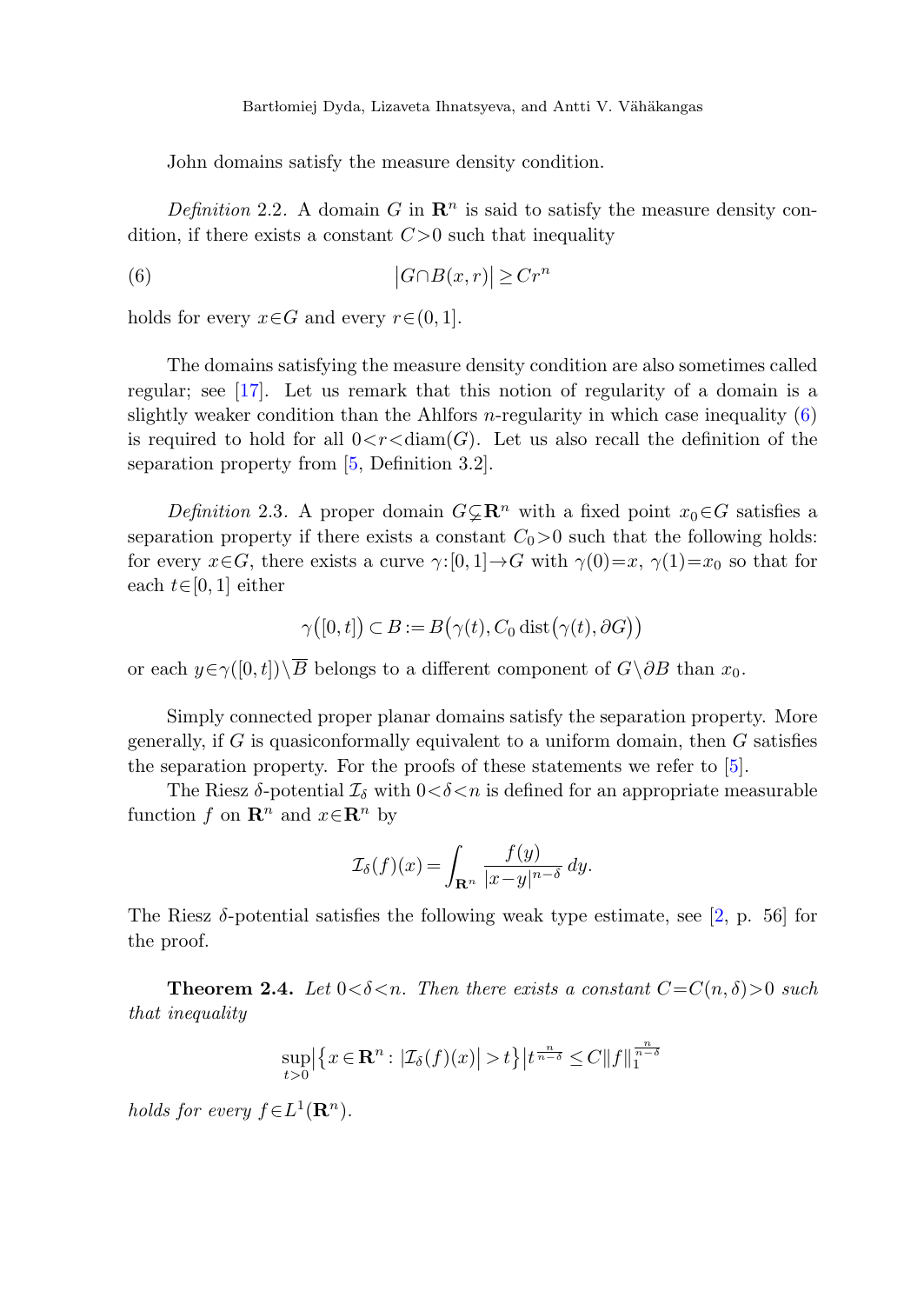John domains satisfy the measure density condition.

*Definition* 2.2. A domain $G$ in $\mathbf{R}^n$ is said to satisfy the measure density condition, if there exists a constant $C>0$ such that inequality

$$|G\cap B(x,r)| \geq Cr^n \tag{6}$$

holds for every $x\in G$ and every $r\in(0,1]$.

The domains satisfying the measure density condition are also sometimes called regular; see [17]. Let us remark that this notion of regularity of a domain is a slightly weaker condition than the Ahlfors $n$-regularity in which case inequality (6) is required to hold for all $0<r<\operatorname{diam}(G)$. Let us also recall the definition of the separation property from [5, Definition 3.2].

*Definition* 2.3. A proper domain $G\subsetneq\mathbf{R}^n$ with a fixed point $x_0\in G$ satisfies a separation property if there exists a constant $C_0>0$ such that the following holds: for every $x\in G$, there exists a curve $\gamma:[0,1]\to G$ with $\gamma(0)=x$, $\gamma(1)=x_0$ so that for each $t\in[0,1]$ either

$$\gamma([0,t]) \subset B := B(\gamma(t), C_0 \operatorname{dist}(\gamma(t),\partial G))$$

or each $y\in\gamma([0,t])\setminus\overline{B}$ belongs to a different component of $G\setminus\partial B$ than $x_0$.

Simply connected proper planar domains satisfy the separation property. More generally, if $G$ is quasiconformally equivalent to a uniform domain, then $G$ satisfies the separation property. For the proofs of these statements we refer to [5].

The Riesz $\delta$-potential $\mathcal{I}_\delta$ with $0<\delta<n$ is defined for an appropriate measurable function $f$ on $\mathbf{R}^n$ and $x\in\mathbf{R}^n$ by

$$\mathcal{I}_\delta(f)(x) = \int_{\mathbf{R}^n} \frac{f(y)}{|x-y|^{n-\delta}}\,dy.$$

The Riesz $\delta$-potential satisfies the following weak type estimate, see [2, p. 56] for the proof.

**Theorem 2.4.** *Let $0<\delta<n$. Then there exists a constant $C=C(n,\delta)>0$ such that inequality*

$$\sup_{t>0} \big|\{x\in\mathbf{R}^n : |\mathcal{I}_\delta(f)(x)|>t\}\big| t^{\frac{n}{n-\delta}} \leq C\|f\|_1^{\frac{n}{n-\delta}}$$

*holds for every $f\in L^1(\mathbf{R}^n)$.*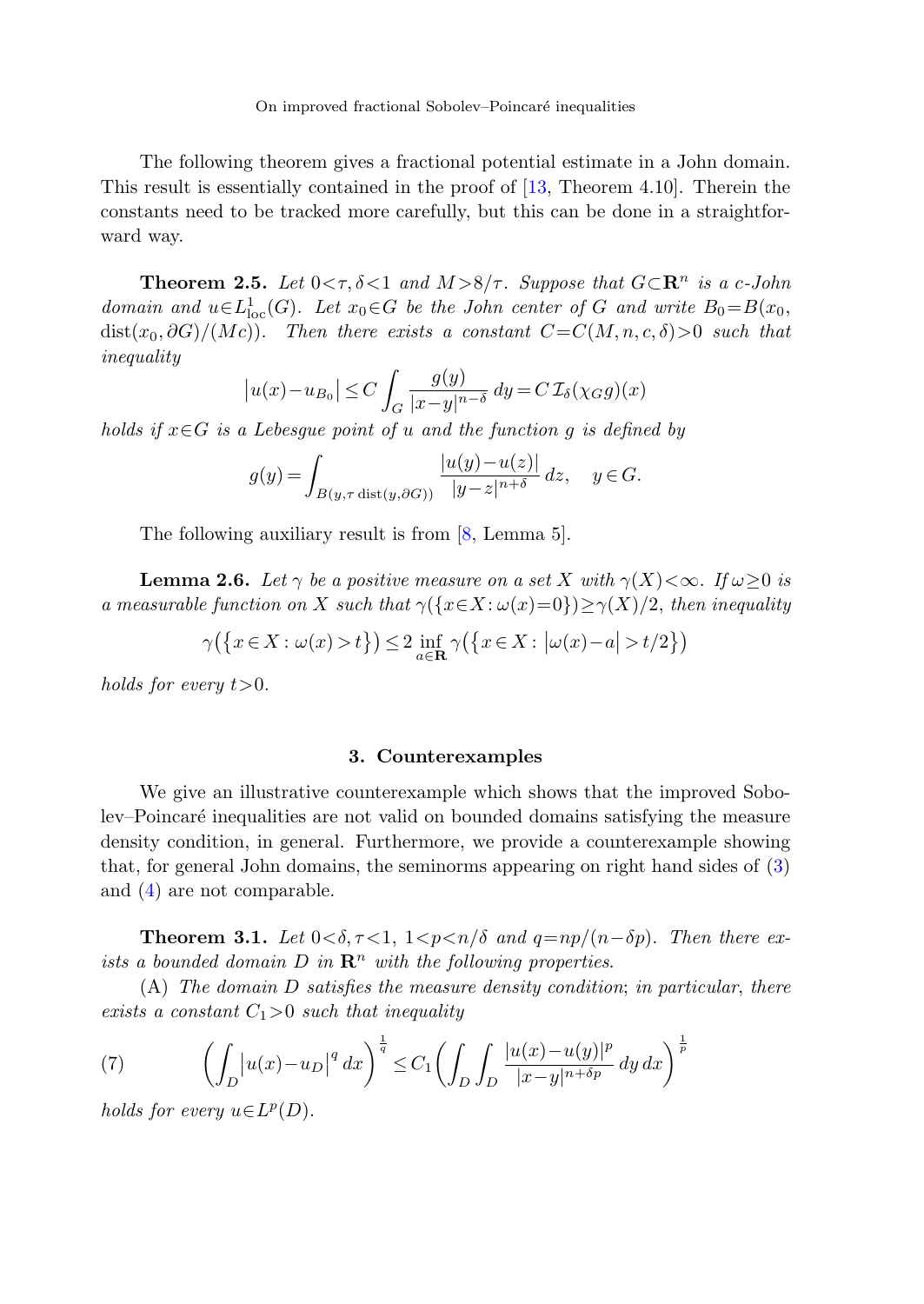The following theorem gives a fractional potential estimate in a John domain. This result is essentially contained in the proof of [13, Theorem 4.10]. Therein the constants need to be tracked more carefully, but this can be done in a straightforward way.

**Theorem 2.5.** *Let $0<\tau,\delta<1$ and $M>8/\tau$. Suppose that $G\subset\mathbf{R}^n$ is a $c$-John domain and $u\in L^1_{\mathrm{loc}}(G)$. Let $x_0\in G$ be the John center of $G$ and write $B_0=B(x_0,\operatorname{dist}(x_0,\partial G)/(Mc))$. Then there exists a constant $C=C(M,n,c,\delta)>0$ such that inequality*

$$\left|u(x)-u_{B_0}\right|\le C\int_G \frac{g(y)}{|x-y|^{n-\delta}}\,dy = C\,\mathcal{I}_\delta(\chi_G g)(x)$$

*holds if $x\in G$ is a Lebesgue point of $u$ and the function $g$ is defined by*

$$g(y)=\int_{B(y,\tau\operatorname{dist}(y,\partial G))}\frac{|u(y)-u(z)|}{|y-z|^{n+\delta}}\,dz,\quad y\in G.$$

The following auxiliary result is from [8, Lemma 5].

**Lemma 2.6.** *Let $\gamma$ be a positive measure on a set $X$ with $\gamma(X)<\infty$. If $\omega\ge 0$ is a measurable function on $X$ such that $\gamma(\{x\in X:\omega(x)=0\})\ge\gamma(X)/2$, then inequality*

$$\gamma\big(\{x\in X:\omega(x)>t\}\big)\le 2\inf_{a\in\mathbf{R}}\gamma\big(\{x\in X:\left|\omega(x)-a\right|>t/2\}\big)$$

*holds for every $t>0$.*

## 3. Counterexamples

We give an illustrative counterexample which shows that the improved Sobolev–Poincaré inequalities are not valid on bounded domains satisfying the measure density condition, in general. Furthermore, we provide a counterexample showing that, for general John domains, the seminorms appearing on right hand sides of (3) and (4) are not comparable.

**Theorem 3.1.** *Let $0<\delta,\tau<1$, $1<p<n/\delta$ and $q=np/(n-\delta p)$. Then there exists a bounded domain $D$ in $\mathbf{R}^n$ with the following properties.*

(A) *The domain $D$ satisfies the measure density condition; in particular, there exists a constant $C_1>0$ such that inequality*

$$\left(\int_D\left|u(x)-u_D\right|^q\,dx\right)^{\frac{1}{q}}\le C_1\left(\int_D\int_D\frac{|u(x)-u(y)|^p}{|x-y|^{n+\delta p}}\,dy\,dx\right)^{\frac{1}{p}}\tag{7}$$

*holds for every $u\in L^p(D)$.*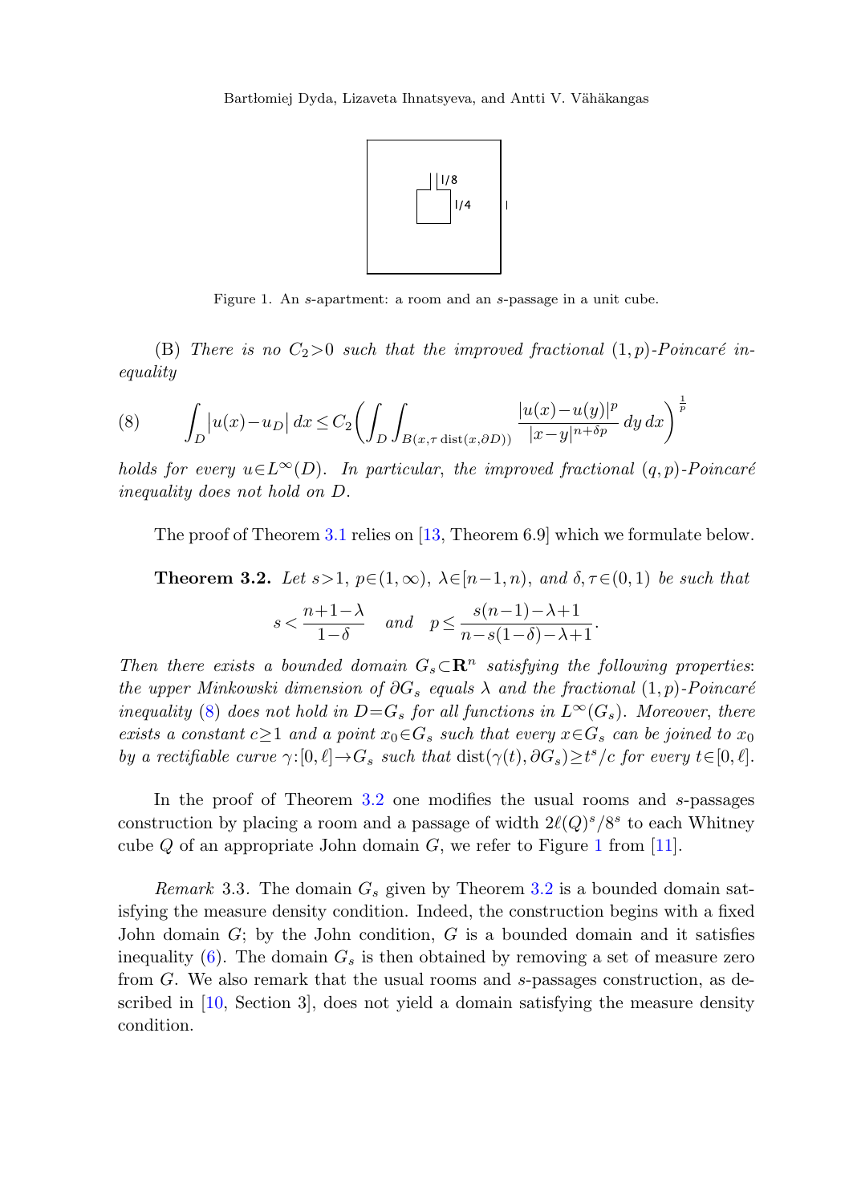Figure 1. An $s$-apartment: a room and an $s$-passage in a unit cube.

(B) *There is no* $C_2>0$ *such that the improved fractional* $(1,p)$*-Poincaré inequality*

$$\int_D \big|u(x)-u_D\big|\,dx \le C_2\bigg(\int_D\int_{B(x,\tau\,\mathrm{dist}(x,\partial D))}\frac{|u(x)-u(y)|^p}{|x-y|^{n+\delta p}}\,dy\,dx\bigg)^{\frac{1}{p}} \tag{8}$$

*holds for every* $u\in L^\infty(D)$*. In particular, the improved fractional* $(q,p)$*-Poincaré inequality does not hold on* $D$*.*

The proof of Theorem 3.1 relies on [13, Theorem 6.9] which we formulate below.

**Theorem 3.2.** *Let* $s>1$, $p\in(1,\infty)$, $\lambda\in[n-1,n)$, *and* $\delta,\tau\in(0,1)$ *be such that*

$$s<\frac{n+1-\lambda}{1-\delta}\quad\textit{and}\quad p\le\frac{s(n-1)-\lambda+1}{n-s(1-\delta)-\lambda+1}.$$

*Then there exists a bounded domain* $G_s\subset\mathbf{R}^n$ *satisfying the following properties: the upper Minkowski dimension of* $\partial G_s$ *equals* $\lambda$ *and the fractional* $(1,p)$*-Poincaré inequality* (8) *does not hold in* $D=G_s$ *for all functions in* $L^\infty(G_s)$*. Moreover, there exists a constant* $c\ge1$ *and a point* $x_0\in G_s$ *such that every* $x\in G_s$ *can be joined to* $x_0$ *by a rectifiable curve* $\gamma:[0,\ell]\to G_s$ *such that* $\mathrm{dist}(\gamma(t),\partial G_s)\ge t^s/c$ *for every* $t\in[0,\ell]$*.*

In the proof of Theorem 3.2 one modifies the usual rooms and $s$-passages construction by placing a room and a passage of width $2\ell(Q)^s/8^s$ to each Whitney cube $Q$ of an appropriate John domain $G$, we refer to Figure 1 from [11].

*Remark* 3.3. The domain $G_s$ given by Theorem 3.2 is a bounded domain satisfying the measure density condition. Indeed, the construction begins with a fixed John domain $G$; by the John condition, $G$ is a bounded domain and it satisfies inequality (6). The domain $G_s$ is then obtained by removing a set of measure zero from $G$. We also remark that the usual rooms and $s$-passages construction, as described in [10, Section 3], does not yield a domain satisfying the measure density condition.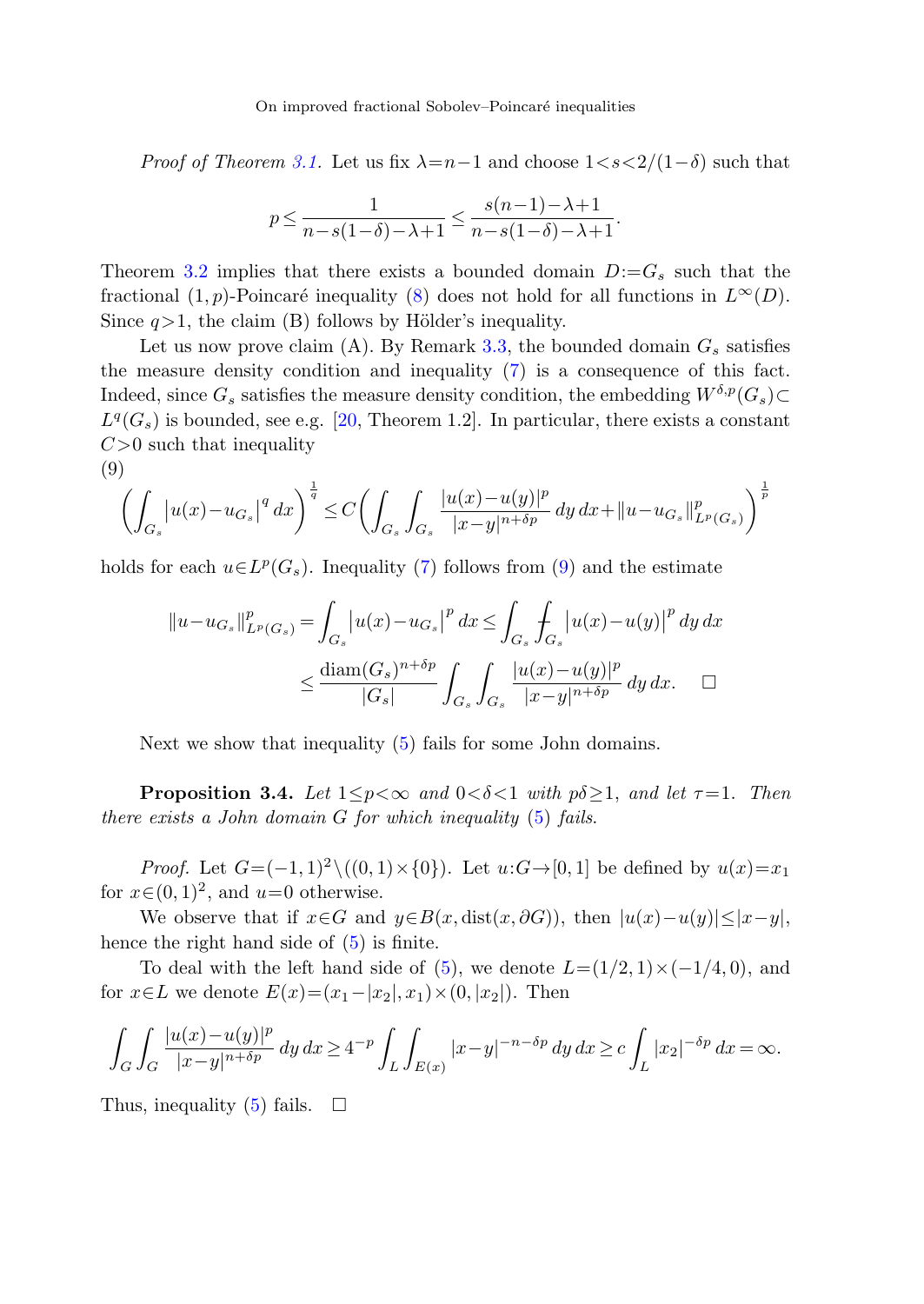*Proof of Theorem 3.1.* Let us fix $\lambda = n-1$ and choose $1 < s < 2/(1-\delta)$ such that

$$p \le \frac{1}{n - s(1-\delta) - \lambda + 1} \le \frac{s(n-1) - \lambda + 1}{n - s(1-\delta) - \lambda + 1}.$$

Theorem 3.2 implies that there exists a bounded domain $D := G_s$ such that the fractional $(1,p)$-Poincaré inequality (8) does not hold for all functions in $L^\infty(D)$. Since $q > 1$, the claim (B) follows by Hölder's inequality.

Let us now prove claim (A). By Remark 3.3, the bounded domain $G_s$ satisfies the measure density condition and inequality (7) is a consequence of this fact. Indeed, since $G_s$ satisfies the measure density condition, the embedding $W^{\delta,p}(G_s) \subset L^q(G_s)$ is bounded, see e.g. [20, Theorem 1.2]. In particular, there exists a constant $C > 0$ such that inequality

(9)

$$\left( \int_{G_s} \left| u(x) - u_{G_s} \right|^q dx \right)^{\frac{1}{q}} \le C \left( \int_{G_s} \int_{G_s} \frac{|u(x)-u(y)|^p}{|x-y|^{n+\delta p}} \, dy \, dx + \| u - u_{G_s} \|^p_{L^p(G_s)} \right)^{\frac{1}{p}}$$

holds for each $u \in L^p(G_s)$. Inequality (7) follows from (9) and the estimate

$$\begin{aligned} \| u - u_{G_s} \|^p_{L^p(G_s)} &= \int_{G_s} \left| u(x) - u_{G_s} \right|^p dx \le \int_{G_s} \fint_{G_s} \left| u(x) - u(y) \right|^p dy \, dx \\ &\le \frac{\operatorname{diam}(G_s)^{n+\delta p}}{|G_s|} \int_{G_s} \int_{G_s} \frac{|u(x)-u(y)|^p}{|x-y|^{n+\delta p}} \, dy \, dx. \qquad \square \end{aligned}$$

Next we show that inequality (5) fails for some John domains.

**Proposition 3.4.** *Let $1 \le p < \infty$ and $0 < \delta < 1$ with $p\delta \ge 1$, and let $\tau = 1$. Then there exists a John domain $G$ for which inequality (5) fails.*

*Proof.* Let $G = (-1,1)^2 \setminus ((0,1) \times \{0\})$. Let $u : G \to [0,1]$ be defined by $u(x) = x_1$ for $x \in (0,1)^2$, and $u = 0$ otherwise.

We observe that if $x \in G$ and $y \in B(x, \operatorname{dist}(x, \partial G))$, then $|u(x) - u(y)| \le |x-y|$, hence the right hand side of (5) is finite.

To deal with the left hand side of (5), we denote $L = (1/2, 1) \times (-1/4, 0)$, and for $x \in L$ we denote $E(x) = (x_1 - |x_2|, x_1) \times (0, |x_2|)$. Then

$$\int_G \int_G \frac{|u(x)-u(y)|^p}{|x-y|^{n+\delta p}} \, dy \, dx \ge 4^{-p} \int_L \int_{E(x)} |x-y|^{-n-\delta p} \, dy \, dx \ge c \int_L |x_2|^{-\delta p} \, dx = \infty.$$

Thus, inequality (5) fails. $\square$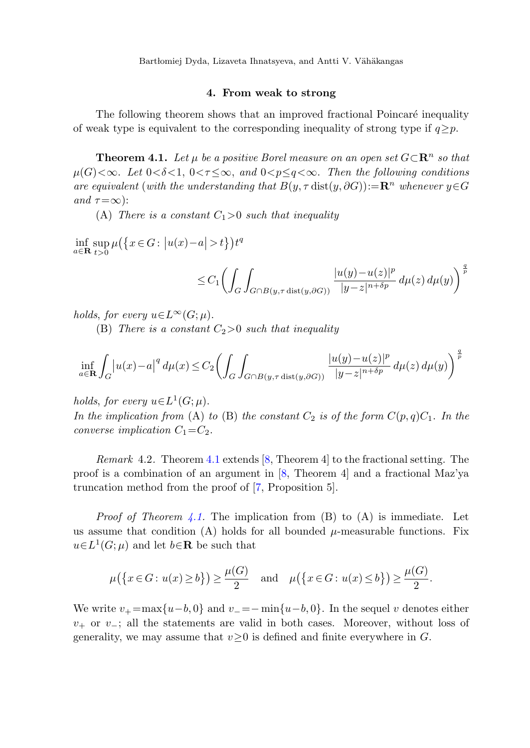## 4. From weak to strong

The following theorem shows that an improved fractional Poincaré inequality of weak type is equivalent to the corresponding inequality of strong type if $q \geq p$.

**Theorem 4.1.** *Let $\mu$ be a positive Borel measure on an open set $G \subset \mathbf{R}^n$ so that $\mu(G) < \infty$. Let $0 < \delta < 1$, $0 < \tau \leq \infty$, and $0 < p \leq q < \infty$. Then the following conditions are equivalent (with the understanding that $B(y, \tau \operatorname{dist}(y, \partial G)) := \mathbf{R}^n$ whenever $y \in G$ and $\tau = \infty$):*

(A) *There is a constant $C_1 > 0$ such that inequality*

$$\inf_{a \in \mathbf{R}} \sup_{t > 0} \mu\big(\{x \in G \colon |u(x) - a| > t\}\big) t^q \leq C_1 \bigg( \int_G \int_{G \cap B(y, \tau \operatorname{dist}(y, \partial G))} \frac{|u(y) - u(z)|^p}{|y - z|^{n + \delta p}} \, d\mu(z) \, d\mu(y) \bigg)^{\frac{q}{p}}$$

*holds, for every $u \in L^\infty(G; \mu)$.*

(B) *There is a constant $C_2 > 0$ such that inequality*

$$\inf_{a \in \mathbf{R}} \int_G |u(x) - a|^q \, d\mu(x) \leq C_2 \bigg( \int_G \int_{G \cap B(y, \tau \operatorname{dist}(y, \partial G))} \frac{|u(y) - u(z)|^p}{|y - z|^{n + \delta p}} \, d\mu(z) \, d\mu(y) \bigg)^{\frac{q}{p}}$$

*holds, for every $u \in L^1(G; \mu)$.*
*In the implication from (A) to (B) the constant $C_2$ is of the form $C(p, q) C_1$. In the converse implication $C_1 = C_2$.*

*Remark* 4.2. Theorem 4.1 extends [8, Theorem 4] to the fractional setting. The proof is a combination of an argument in [8, Theorem 4] and a fractional Maz'ya truncation method from the proof of [7, Proposition 5].

*Proof of Theorem 4.1.* The implication from (B) to (A) is immediate. Let us assume that condition (A) holds for all bounded $\mu$-measurable functions. Fix $u \in L^1(G; \mu)$ and let $b \in \mathbf{R}$ be such that

$$\mu\big(\{x \in G \colon u(x) \geq b\}\big) \geq \frac{\mu(G)}{2} \quad \text{and} \quad \mu\big(\{x \in G \colon u(x) \leq b\}\big) \geq \frac{\mu(G)}{2}.$$

We write $v_+ = \max\{u - b, 0\}$ and $v_- = -\min\{u - b, 0\}$. In the sequel $v$ denotes either $v_+$ or $v_-$; all the statements are valid in both cases. Moreover, without loss of generality, we may assume that $v \geq 0$ is defined and finite everywhere in $G$.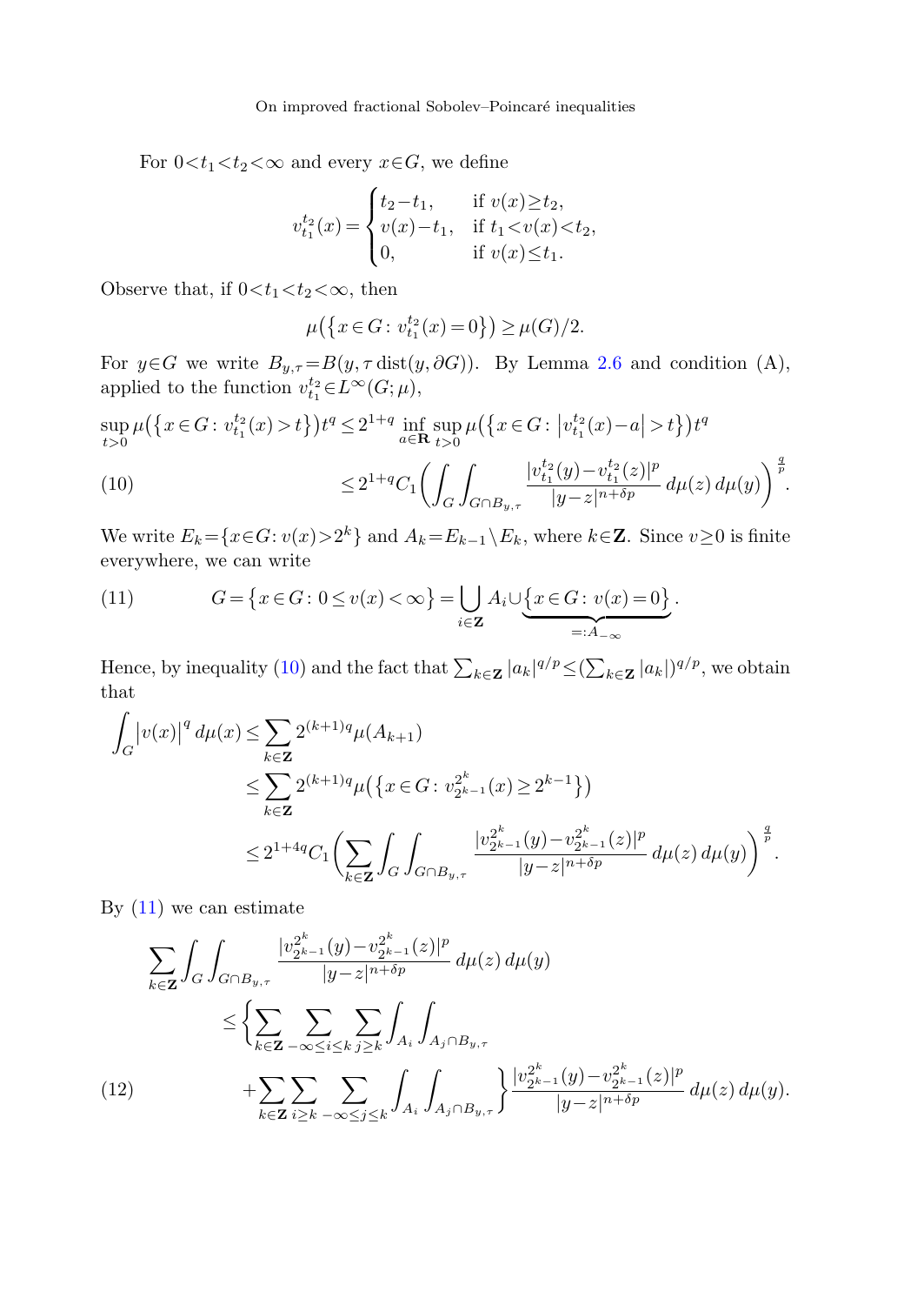For $0<t_1<t_2<\infty$ and every $x\in G$, we define

$$v_{t_1}^{t_2}(x)=\begin{cases} t_2-t_1, & \text{if } v(x)\geq t_2,\\ v(x)-t_1, & \text{if } t_1<v(x)<t_2,\\ 0, & \text{if } v(x)\leq t_1.\end{cases}$$

Observe that, if $0<t_1<t_2<\infty$, then

$$\mu\big(\big\{x\in G\colon v_{t_1}^{t_2}(x)=0\big\}\big)\geq \mu(G)/2.$$

For $y\in G$ we write $B_{y,\tau}=B(y,\tau\operatorname{dist}(y,\partial G))$. By Lemma 2.6 and condition (A), applied to the function $v_{t_1}^{t_2}\in L^\infty(G;\mu)$,

$$\begin{aligned}\sup_{t>0}\mu\big(\big\{x\in G\colon v_{t_1}^{t_2}(x)>t\big\}\big)t^q &\leq 2^{1+q}\inf_{a\in\mathbf{R}}\sup_{t>0}\mu\big(\big\{x\in G\colon \big|v_{t_1}^{t_2}(x)-a\big|>t\big\}\big)t^q\\ &\leq 2^{1+q}C_1\bigg(\int_G\int_{G\cap B_{y,\tau}}\frac{|v_{t_1}^{t_2}(y)-v_{t_1}^{t_2}(z)|^p}{|y-z|^{n+\delta p}}\,d\mu(z)\,d\mu(y)\bigg)^{\frac{q}{p}}. \end{aligned}\tag{10}$$

We write $E_k=\{x\in G\colon v(x)>2^k\}$ and $A_k=E_{k-1}\setminus E_k$, where $k\in\mathbf{Z}$. Since $v\geq 0$ is finite everywhere, we can write

$$G=\big\{x\in G\colon 0\leq v(x)<\infty\big\}=\bigcup_{i\in\mathbf{Z}}A_i\cup\underbrace{\big\{x\in G\colon v(x)=0\big\}}_{=:A_{-\infty}}.\tag{11}$$

Hence, by inequality (10) and the fact that $\sum_{k\in\mathbf{Z}}|a_k|^{q/p}\leq(\sum_{k\in\mathbf{Z}}|a_k|)^{q/p}$, we obtain that

$$\begin{aligned}\int_G\big|v(x)\big|^q\,d\mu(x)&\leq\sum_{k\in\mathbf{Z}}2^{(k+1)q}\mu(A_{k+1})\\ &\leq\sum_{k\in\mathbf{Z}}2^{(k+1)q}\mu\big(\big\{x\in G\colon v_{2^{k-1}}^{2^k}(x)\geq 2^{k-1}\big\}\big)\\ &\leq 2^{1+4q}C_1\bigg(\sum_{k\in\mathbf{Z}}\int_G\int_{G\cap B_{y,\tau}}\frac{|v_{2^{k-1}}^{2^k}(y)-v_{2^{k-1}}^{2^k}(z)|^p}{|y-z|^{n+\delta p}}\,d\mu(z)\,d\mu(y)\bigg)^{\frac{q}{p}}.\end{aligned}$$

By (11) we can estimate

$$\begin{aligned}&\sum_{k\in\mathbf{Z}}\int_G\int_{G\cap B_{y,\tau}}\frac{|v_{2^{k-1}}^{2^k}(y)-v_{2^{k-1}}^{2^k}(z)|^p}{|y-z|^{n+\delta p}}\,d\mu(z)\,d\mu(y)\\ &\qquad\leq\bigg\{\sum_{k\in\mathbf{Z}}\sum_{-\infty\leq i\leq k}\sum_{j\geq k}\int_{A_i}\int_{A_j\cap B_{y,\tau}}\\ &\qquad\qquad+\sum_{k\in\mathbf{Z}}\sum_{i\geq k}\sum_{-\infty\leq j\leq k}\int_{A_i}\int_{A_j\cap B_{y,\tau}}\bigg\}\frac{|v_{2^{k-1}}^{2^k}(y)-v_{2^{k-1}}^{2^k}(z)|^p}{|y-z|^{n+\delta p}}\,d\mu(z)\,d\mu(y).\end{aligned}\tag{12}$$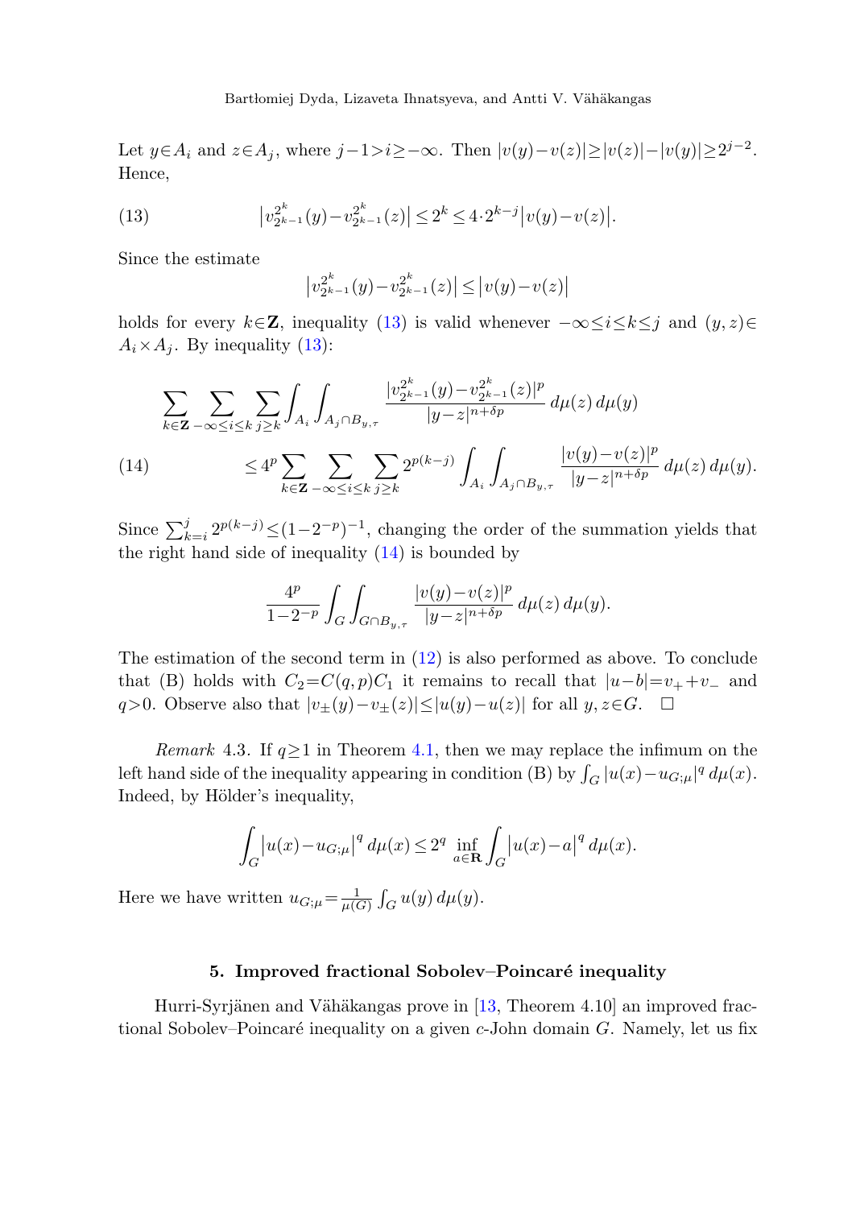Let $y \in A_i$ and $z \in A_j$, where $j-1>i\geq -\infty$. Then $|v(y)-v(z)|\geq |v(z)|-|v(y)|\geq 2^{j-2}$. Hence,

$$
\left|v_{2^{k-1}}^{2^k}(y)-v_{2^{k-1}}^{2^k}(z)\right| \leq 2^k \leq 4\cdot 2^{k-j}\left|v(y)-v(z)\right|. \tag{13}
$$

Since the estimate

$$
\left|v_{2^{k-1}}^{2^k}(y)-v_{2^{k-1}}^{2^k}(z)\right| \leq \left|v(y)-v(z)\right|
$$

holds for every $k\in \mathbf{Z}$, inequality (13) is valid whenever $-\infty\leq i\leq k\leq j$ and $(y,z)\in A_i\times A_j$. By inequality (13):

$$
\begin{aligned}
&\sum_{k\in\mathbf{Z}} \sum_{-\infty\leq i\leq k} \sum_{j\geq k} \int_{A_i}\int_{A_j\cap B_{y,\tau}} \frac{|v_{2^{k-1}}^{2^k}(y)-v_{2^{k-1}}^{2^k}(z)|^p}{|y-z|^{n+\delta p}}\,d\mu(z)\,d\mu(y)\\
&\qquad\leq 4^p \sum_{k\in\mathbf{Z}} \sum_{-\infty\leq i\leq k} \sum_{j\geq k} 2^{p(k-j)} \int_{A_i}\int_{A_j\cap B_{y,\tau}} \frac{|v(y)-v(z)|^p}{|y-z|^{n+\delta p}}\,d\mu(z)\,d\mu(y).
\end{aligned} \tag{14}
$$

Since $\sum_{k=i}^{j} 2^{p(k-j)}\leq (1-2^{-p})^{-1}$, changing the order of the summation yields that the right hand side of inequality (14) is bounded by

$$
\frac{4^p}{1-2^{-p}}\int_G\int_{G\cap B_{y,\tau}} \frac{|v(y)-v(z)|^p}{|y-z|^{n+\delta p}}\,d\mu(z)\,d\mu(y).
$$

The estimation of the second term in (12) is also performed as above. To conclude that (B) holds with $C_2=C(q,p)C_1$ it remains to recall that $|u-b|=v_++v_-$ and $q>0$. Observe also that $|v_\pm(y)-v_\pm(z)|\leq |u(y)-u(z)|$ for all $y,z\in G$. $\square$

*Remark* 4.3. If $q\geq 1$ in Theorem 4.1, then we may replace the infimum on the left hand side of the inequality appearing in condition (B) by $\int_G |u(x)-u_{G;\mu}|^q\,d\mu(x)$. Indeed, by Hölder's inequality,

$$
\int_G \left|u(x)-u_{G;\mu}\right|^q d\mu(x) \leq 2^q \inf_{a\in\mathbf{R}} \int_G \left|u(x)-a\right|^q d\mu(x).
$$

Here we have written $u_{G;\mu}=\frac{1}{\mu(G)}\int_G u(y)\,d\mu(y)$.

## 5. Improved fractional Sobolev–Poincaré inequality

Hurri-Syrjänen and Vähäkangas prove in [13, Theorem 4.10] an improved fractional Sobolev–Poincaré inequality on a given $c$-John domain $G$. Namely, let us fix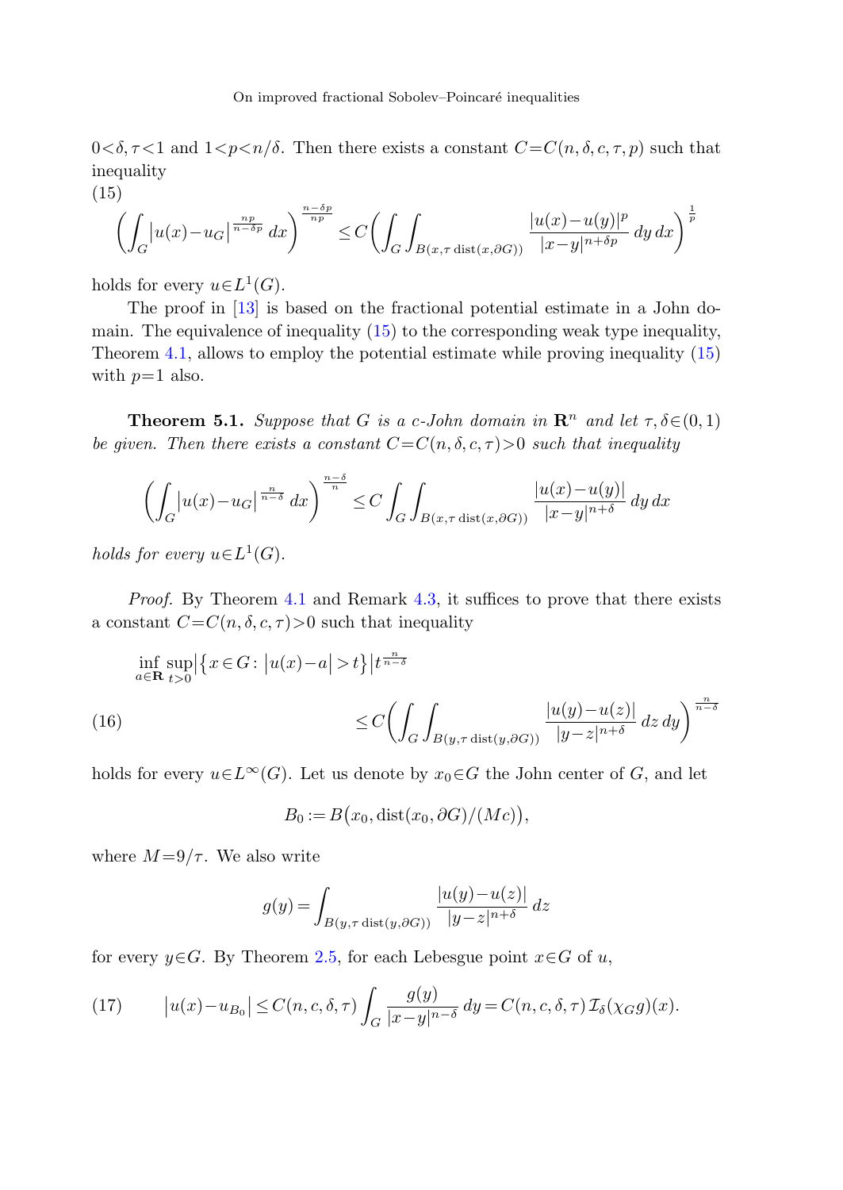$0<\delta,\tau<1$ and $1<p<n/\delta$. Then there exists a constant $C=C(n,\delta,c,\tau,p)$ such that inequality

(15)
$$\left(\int_G \big|u(x)-u_G\big|^{\frac{np}{n-\delta p}}\,dx\right)^{\frac{n-\delta p}{np}} \le C\left(\int_G\int_{B(x,\tau\operatorname{dist}(x,\partial G))}\frac{|u(x)-u(y)|^p}{|x-y|^{n+\delta p}}\,dy\,dx\right)^{\frac{1}{p}}$$

holds for every $u\in L^1(G)$.

The proof in [13] is based on the fractional potential estimate in a John domain. The equivalence of inequality (15) to the corresponding weak type inequality, Theorem 4.1, allows to employ the potential estimate while proving inequality (15) with $p=1$ also.

**Theorem 5.1.** *Suppose that $G$ is a $c$-John domain in $\mathbf{R}^n$ and let $\tau,\delta\in(0,1)$ be given. Then there exists a constant $C=C(n,\delta,c,\tau)>0$ such that inequality*

$$\left(\int_G \big|u(x)-u_G\big|^{\frac{n}{n-\delta}}\,dx\right)^{\frac{n-\delta}{n}} \le C\int_G\int_{B(x,\tau\operatorname{dist}(x,\partial G))}\frac{|u(x)-u(y)|}{|x-y|^{n+\delta}}\,dy\,dx$$

*holds for every $u\in L^1(G)$.*

*Proof.* By Theorem 4.1 and Remark 4.3, it suffices to prove that there exists a constant $C=C(n,\delta,c,\tau)>0$ such that inequality

(16)
$$\inf_{a\in\mathbf{R}}\sup_{t>0}\big|\{x\in G:\,|u(x)-a|>t\}\big|t^{\frac{n}{n-\delta}} \le C\left(\int_G\int_{B(y,\tau\operatorname{dist}(y,\partial G))}\frac{|u(y)-u(z)|}{|y-z|^{n+\delta}}\,dz\,dy\right)^{\frac{n}{n-\delta}}$$

holds for every $u\in L^\infty(G)$. Let us denote by $x_0\in G$ the John center of $G$, and let

$$B_0:=B\big(x_0,\operatorname{dist}(x_0,\partial G)/(Mc)\big),$$

where $M=9/\tau$. We also write

$$g(y)=\int_{B(y,\tau\operatorname{dist}(y,\partial G))}\frac{|u(y)-u(z)|}{|y-z|^{n+\delta}}\,dz$$

for every $y\in G$. By Theorem 2.5, for each Lebesgue point $x\in G$ of $u$,

(17)
$$\big|u(x)-u_{B_0}\big|\le C(n,c,\delta,\tau)\int_G\frac{g(y)}{|x-y|^{n-\delta}}\,dy = C(n,c,\delta,\tau)\,\mathcal{I}_\delta(\chi_G g)(x).$$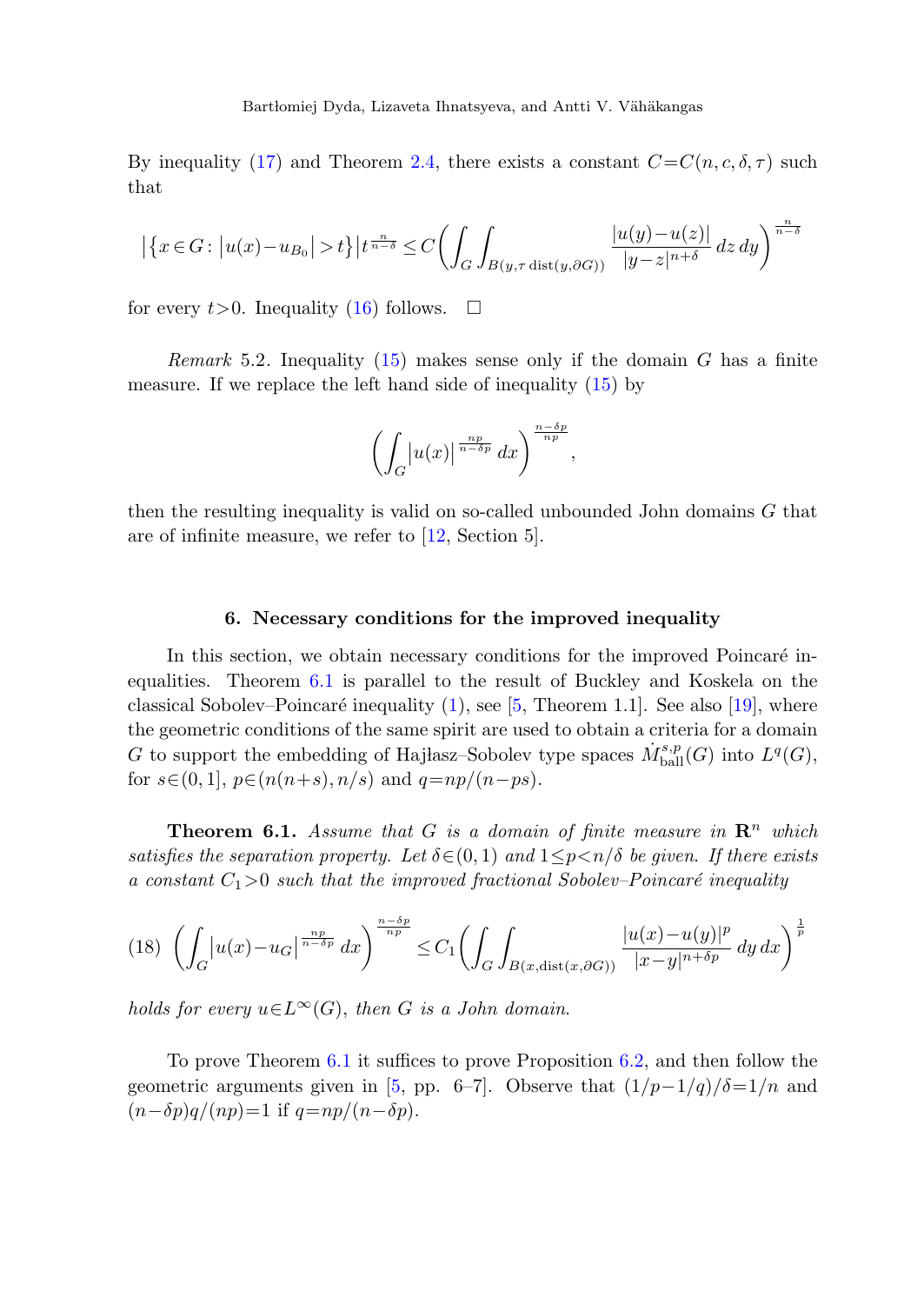By inequality (17) and Theorem 2.4, there exists a constant $C{=}C(n,c,\delta,\tau)$ such that

$$\big|\{x\in G : |u(x)-u_{B_0}|>t\}\big|\,t^{\frac{n}{n-\delta}} \le C\bigg(\int_G\int_{B(y,\tau\,\mathrm{dist}(y,\partial G))}\frac{|u(y)-u(z)|}{|y-z|^{n+\delta}}\,dz\,dy\bigg)^{\frac{n}{n-\delta}}$$

for every $t>0$. Inequality (16) follows. $\square$

*Remark* 5.2. Inequality (15) makes sense only if the domain $G$ has a finite measure. If we replace the left hand side of inequality (15) by

$$\bigg(\int_G |u(x)|^{\frac{np}{n-\delta p}}\,dx\bigg)^{\frac{n-\delta p}{np}},$$

then the resulting inequality is valid on so-called unbounded John domains $G$ that are of infinite measure, we refer to [12, Section 5].

## 6. Necessary conditions for the improved inequality

In this section, we obtain necessary conditions for the improved Poincaré inequalities. Theorem 6.1 is parallel to the result of Buckley and Koskela on the classical Sobolev–Poincaré inequality (1), see [5, Theorem 1.1]. See also [19], where the geometric conditions of the same spirit are used to obtain a criteria for a domain $G$ to support the embedding of Hajłasz–Sobolev type spaces $\dot{M}^{s,p}_{\mathrm{ball}}(G)$ into $L^q(G)$, for $s\in(0,1]$, $p\in(n(n+s),n/s)$ and $q{=}np/(n-ps)$.

**Theorem 6.1.** *Assume that $G$ is a domain of finite measure in $\mathbf{R}^n$ which satisfies the separation property. Let $\delta\in(0,1)$ and $1\le p<n/\delta$ be given. If there exists a constant $C_1>0$ such that the improved fractional Sobolev–Poincaré inequality*

$$\bigg(\int_G |u(x)-u_G|^{\frac{np}{n-\delta p}}\,dx\bigg)^{\frac{n-\delta p}{np}} \le C_1\bigg(\int_G\int_{B(x,\mathrm{dist}(x,\partial G))}\frac{|u(x)-u(y)|^p}{|x-y|^{n+\delta p}}\,dy\,dx\bigg)^{\frac{1}{p}} \tag{18}$$

*holds for every $u\in L^\infty(G)$, then $G$ is a John domain.*

To prove Theorem 6.1 it suffices to prove Proposition 6.2, and then follow the geometric arguments given in [5, pp. 6–7]. Observe that $(1/p-1/q)/\delta=1/n$ and $(n-\delta p)q/(np)=1$ if $q{=}np/(n-\delta p)$.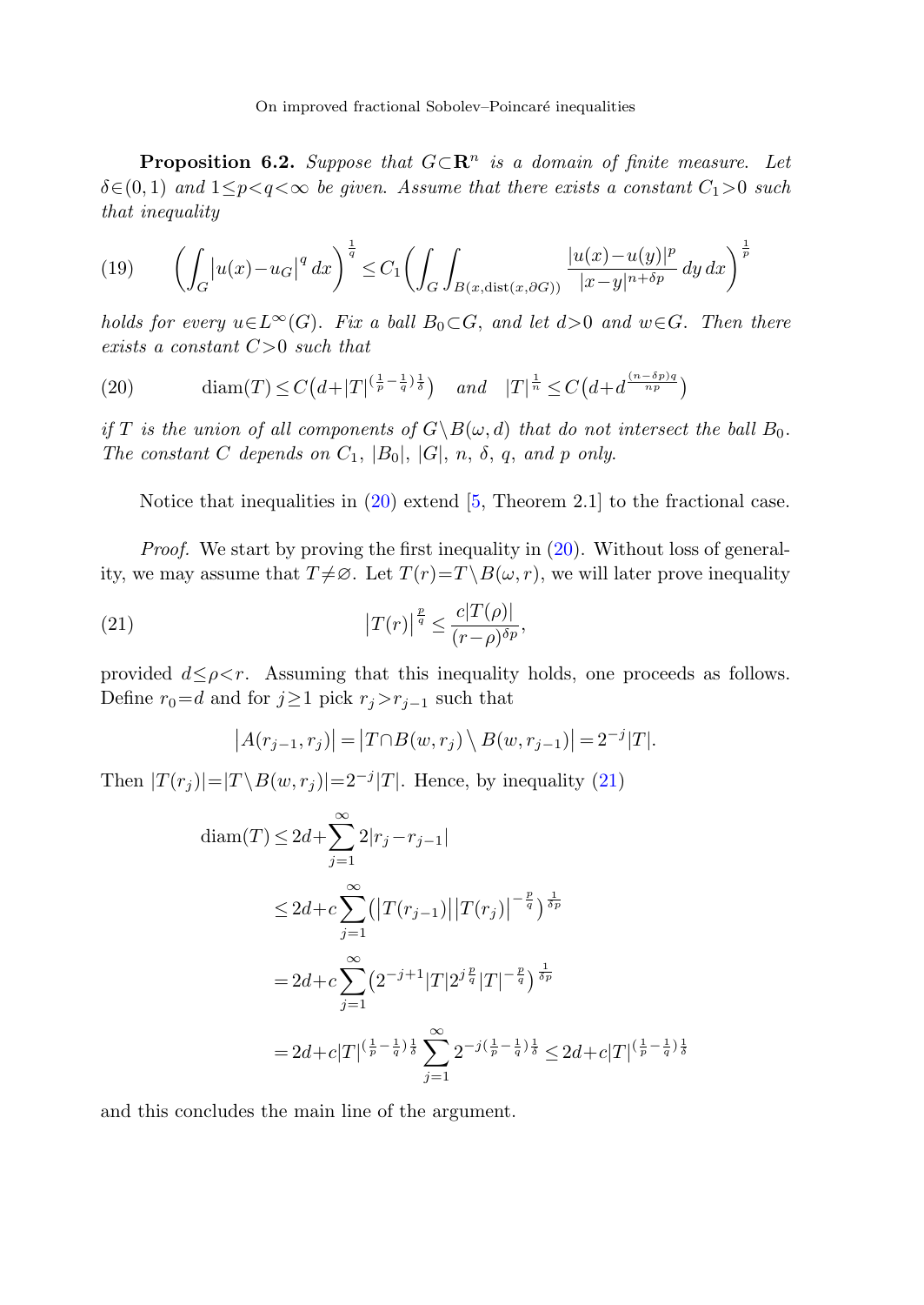**Proposition 6.2.** *Suppose that $G\subset\mathbf{R}^n$ is a domain of finite measure. Let $\delta\in(0,1)$ and $1\le p<q<\infty$ be given. Assume that there exists a constant $C_1>0$ such that inequality*

$$\left(\int_G |u(x)-u_G|^q\,dx\right)^{\frac{1}{q}} \le C_1\left(\int_G\int_{B(x,\operatorname{dist}(x,\partial G))}\frac{|u(x)-u(y)|^p}{|x-y|^{n+\delta p}}\,dy\,dx\right)^{\frac{1}{p}} \tag{19}$$

*holds for every $u\in L^\infty(G)$. Fix a ball $B_0\subset G$, and let $d>0$ and $w\in G$. Then there exists a constant $C>0$ such that*

$$\operatorname{diam}(T)\le C\big(d+|T|^{(\frac{1}{p}-\frac{1}{q})\frac{1}{\delta}}\big) \quad \text{and} \quad |T|^{\frac{1}{n}}\le C\big(d+d^{\frac{(n-\delta p)q}{np}}\big) \tag{20}$$

*if $T$ is the union of all components of $G\setminus B(\omega,d)$ that do not intersect the ball $B_0$. The constant $C$ depends on $C_1$, $|B_0|$, $|G|$, $n$, $\delta$, $q$, and $p$ only.*

Notice that inequalities in (20) extend [5, Theorem 2.1] to the fractional case.

*Proof.* We start by proving the first inequality in (20). Without loss of generality, we may assume that $T\neq\varnothing$. Let $T(r)=T\setminus B(\omega,r)$, we will later prove inequality

$$|T(r)|^{\frac{p}{q}}\le\frac{c|T(\rho)|}{(r-\rho)^{\delta p}}, \tag{21}$$

provided $d\le\rho<r$. Assuming that this inequality holds, one proceeds as follows. Define $r_0=d$ and for $j\ge1$ pick $r_j>r_{j-1}$ such that

$$|A(r_{j-1},r_j)| = |T\cap B(w,r_j)\setminus B(w,r_{j-1})| = 2^{-j}|T|.$$

Then $|T(r_j)|=|T\setminus B(w,r_j)|=2^{-j}|T|$. Hence, by inequality (21)

$$\begin{aligned}
\operatorname{diam}(T) &\le 2d+\sum_{j=1}^{\infty}2|r_j-r_{j-1}| \\
&\le 2d+c\sum_{j=1}^{\infty}\big(|T(r_{j-1})|\,|T(r_j)|^{-\frac{p}{q}}\big)^{\frac{1}{\delta p}} \\
&= 2d+c\sum_{j=1}^{\infty}\big(2^{-j+1}|T|2^{j\frac{p}{q}}|T|^{-\frac{p}{q}}\big)^{\frac{1}{\delta p}} \\
&= 2d+c|T|^{(\frac{1}{p}-\frac{1}{q})\frac{1}{\delta}}\sum_{j=1}^{\infty}2^{-j(\frac{1}{p}-\frac{1}{q})\frac{1}{\delta}} \le 2d+c|T|^{(\frac{1}{p}-\frac{1}{q})\frac{1}{\delta}}
\end{aligned}$$

and this concludes the main line of the argument.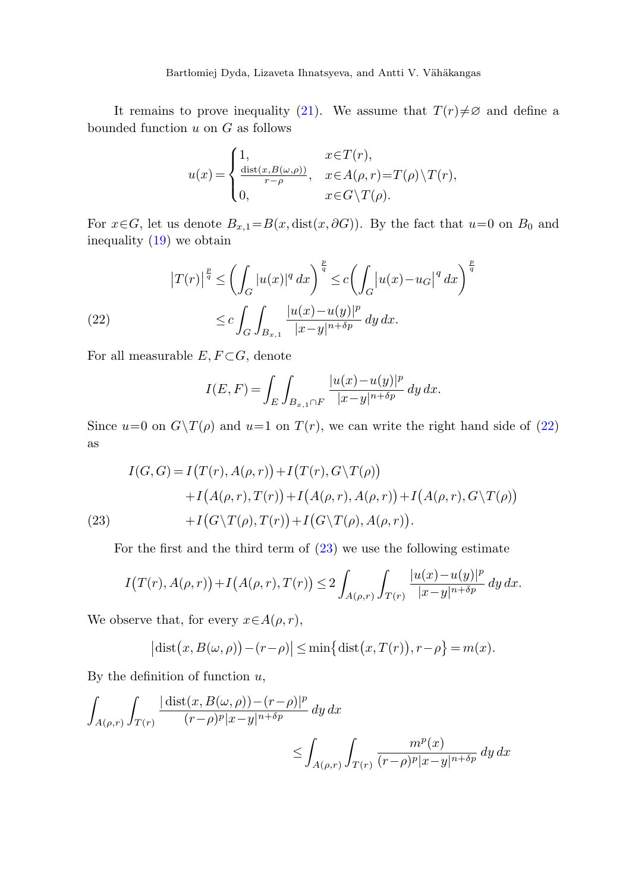It remains to prove inequality (21). We assume that $T(r)\neq\varnothing$ and define a bounded function $u$ on $G$ as follows

$$u(x)=\begin{cases}1, & x\in T(r),\\ \frac{\operatorname{dist}(x,B(\omega,\rho))}{r-\rho}, & x\in A(\rho,r)=T(\rho)\setminus T(r),\\ 0, & x\in G\setminus T(\rho).\end{cases}$$

For $x\in G$, let us denote $B_{x,1}=B(x,\operatorname{dist}(x,\partial G))$. By the fact that $u=0$ on $B_0$ and inequality (19) we obtain

$$\begin{aligned}\big|T(r)\big|^{\frac{p}{q}} &\le \left(\int_G |u(x)|^q\,dx\right)^{\frac{p}{q}} \le c\left(\int_G \big|u(x)-u_G\big|^q\,dx\right)^{\frac{p}{q}}\\ &\le c\int_G\int_{B_{x,1}} \frac{|u(x)-u(y)|^p}{|x-y|^{n+\delta p}}\,dy\,dx.\end{aligned}\tag{22}$$

For all measurable $E,F\subset G$, denote

$$I(E,F)=\int_E\int_{B_{x,1}\cap F}\frac{|u(x)-u(y)|^p}{|x-y|^{n+\delta p}}\,dy\,dx.$$

Since $u=0$ on $G\setminus T(\rho)$ and $u=1$ on $T(r)$, we can write the right hand side of (22) as

$$\begin{aligned}I(G,G)&=I\big(T(r),A(\rho,r)\big)+I\big(T(r),G\setminus T(\rho)\big)\\ &\quad+I\big(A(\rho,r),T(r)\big)+I\big(A(\rho,r),A(\rho,r)\big)+I\big(A(\rho,r),G\setminus T(\rho)\big)\\ &\quad+I\big(G\setminus T(\rho),T(r)\big)+I\big(G\setminus T(\rho),A(\rho,r)\big).\end{aligned}\tag{23}$$

For the first and the third term of (23) we use the following estimate

$$I\big(T(r),A(\rho,r)\big)+I\big(A(\rho,r),T(r)\big)\le 2\int_{A(\rho,r)}\int_{T(r)}\frac{|u(x)-u(y)|^p}{|x-y|^{n+\delta p}}\,dy\,dx.$$

We observe that, for every $x\in A(\rho,r)$,

$$\big|\operatorname{dist}\big(x,B(\omega,\rho)\big)-(r-\rho)\big|\le\min\big\{\operatorname{dist}\big(x,T(r)\big),r-\rho\big\}=m(x).$$

By the definition of function $u$,

$$\begin{aligned}\int_{A(\rho,r)}\int_{T(r)}&\frac{|\operatorname{dist}(x,B(\omega,\rho))-(r-\rho)|^p}{(r-\rho)^p|x-y|^{n+\delta p}}\,dy\,dx\\ &\le\int_{A(\rho,r)}\int_{T(r)}\frac{m^p(x)}{(r-\rho)^p|x-y|^{n+\delta p}}\,dy\,dx\end{aligned}$$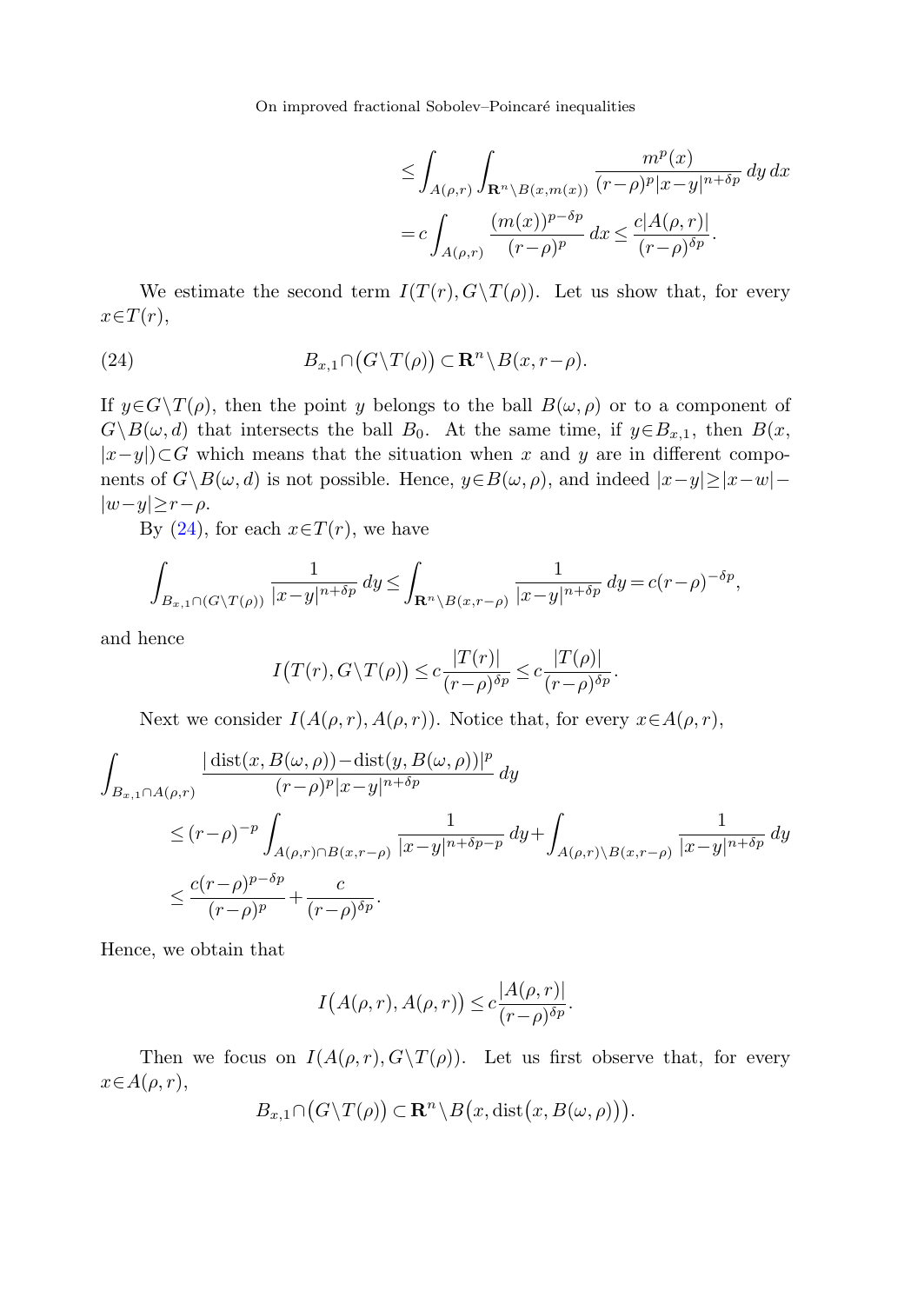$$
\begin{aligned}
&\le \int_{A(\rho,r)} \int_{\mathbf{R}^n\setminus B(x,m(x))} \frac{m^p(x)}{(r-\rho)^p|x-y|^{n+\delta p}}\,dy\,dx \\
&= c\int_{A(\rho,r)} \frac{(m(x))^{p-\delta p}}{(r-\rho)^p}\,dx \le \frac{c|A(\rho,r)|}{(r-\rho)^{\delta p}}.
\end{aligned}
$$

We estimate the second term $I(T(r), G\setminus T(\rho))$. Let us show that, for every $x\in T(r)$,

$$
B_{x,1}\cap\big(G\setminus T(\rho)\big)\subset \mathbf{R}^n\setminus B(x,r-\rho). \tag{24}
$$

If $y\in G\setminus T(\rho)$, then the point $y$ belongs to the ball $B(\omega,\rho)$ or to a component of $G\setminus B(\omega,d)$ that intersects the ball $B_0$. At the same time, if $y\in B_{x,1}$, then $B(x, |x-y|)\subset G$ which means that the situation when $x$ and $y$ are in different components of $G\setminus B(\omega,d)$ is not possible. Hence, $y\in B(\omega,\rho)$, and indeed $|x-y|\ge |x-w|-|w-y|\ge r-\rho$.

By (24), for each $x\in T(r)$, we have

$$
\int_{B_{x,1}\cap(G\setminus T(\rho))} \frac{1}{|x-y|^{n+\delta p}}\,dy \le \int_{\mathbf{R}^n\setminus B(x,r-\rho)} \frac{1}{|x-y|^{n+\delta p}}\,dy = c(r-\rho)^{-\delta p},
$$

and hence

$$
I\big(T(r), G\setminus T(\rho)\big) \le c\frac{|T(r)|}{(r-\rho)^{\delta p}} \le c\frac{|T(\rho)|}{(r-\rho)^{\delta p}}.
$$

Next we consider $I(A(\rho,r), A(\rho,r))$. Notice that, for every $x\in A(\rho,r)$,

$$
\begin{aligned}
\int_{B_{x,1}\cap A(\rho,r)} & \frac{|\operatorname{dist}(x,B(\omega,\rho))-\operatorname{dist}(y,B(\omega,\rho))|^p}{(r-\rho)^p|x-y|^{n+\delta p}}\,dy \\
&\le (r-\rho)^{-p}\int_{A(\rho,r)\cap B(x,r-\rho)} \frac{1}{|x-y|^{n+\delta p-p}}\,dy + \int_{A(\rho,r)\setminus B(x,r-\rho)} \frac{1}{|x-y|^{n+\delta p}}\,dy \\
&\le \frac{c(r-\rho)^{p-\delta p}}{(r-\rho)^p} + \frac{c}{(r-\rho)^{\delta p}}.
\end{aligned}
$$

Hence, we obtain that

$$
I\big(A(\rho,r),A(\rho,r)\big) \le c\frac{|A(\rho,r)|}{(r-\rho)^{\delta p}}.
$$

Then we focus on $I(A(\rho,r), G\setminus T(\rho))$. Let us first observe that, for every $x\in A(\rho,r)$,

$$
B_{x,1}\cap\big(G\setminus T(\rho)\big)\subset \mathbf{R}^n\setminus B\big(x,\operatorname{dist}\big(x,B(\omega,\rho)\big)\big).
$$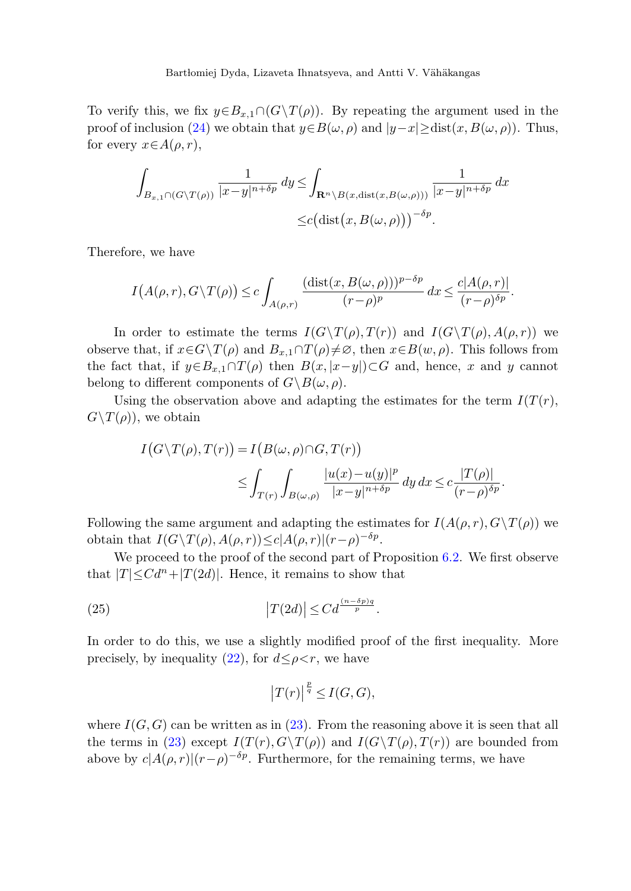To verify this, we fix $y \in B_{x,1} \cap (G \setminus T(\rho))$. By repeating the argument used in the proof of inclusion (24) we obtain that $y \in B(\omega, \rho)$ and $|y-x| \geq \operatorname{dist}(x, B(\omega,\rho))$. Thus, for every $x \in A(\rho, r)$,

$$\int_{B_{x,1}\cap(G\setminus T(\rho))} \frac{1}{|x-y|^{n+\delta p}}\,dy \leq \int_{\mathbf{R}^n\setminus B(x,\operatorname{dist}(x,B(\omega,\rho)))} \frac{1}{|x-y|^{n+\delta p}}\,dx$$
$$\leq c\big(\operatorname{dist}\big(x, B(\omega,\rho)\big)\big)^{-\delta p}.$$

Therefore, we have

$$I\big(A(\rho,r), G\setminus T(\rho)\big) \leq c\int_{A(\rho,r)} \frac{(\operatorname{dist}(x,B(\omega,\rho)))^{p-\delta p}}{(r-\rho)^p}\,dx \leq \frac{c|A(\rho,r)|}{(r-\rho)^{\delta p}}.$$

In order to estimate the terms $I(G\setminus T(\rho), T(r))$ and $I(G\setminus T(\rho), A(\rho,r))$ we observe that, if $x \in G\setminus T(\rho)$ and $B_{x,1}\cap T(\rho) \neq \varnothing$, then $x \in B(w,\rho)$. This follows from the fact that, if $y \in B_{x,1}\cap T(\rho)$ then $B(x,|x-y|)\subset G$ and, hence, $x$ and $y$ cannot belong to different components of $G\setminus B(\omega,\rho)$.

Using the observation above and adapting the estimates for the term $I(T(r), G\setminus T(\rho))$, we obtain

$$I\big(G\setminus T(\rho), T(r)\big) = I\big(B(\omega,\rho)\cap G, T(r)\big)$$
$$\leq \int_{T(r)}\int_{B(\omega,\rho)} \frac{|u(x)-u(y)|^p}{|x-y|^{n+\delta p}}\,dy\,dx \leq c\frac{|T(\rho)|}{(r-\rho)^{\delta p}}.$$

Following the same argument and adapting the estimates for $I(A(\rho,r), G\setminus T(\rho))$ we obtain that $I(G\setminus T(\rho), A(\rho,r)) \leq c|A(\rho,r)|(r-\rho)^{-\delta p}$.

We proceed to the proof of the second part of Proposition 6.2. We first observe that $|T| \leq Cd^n + |T(2d)|$. Hence, it remains to show that

$$\big|T(2d)\big| \leq Cd^{\frac{(n-\delta p)q}{p}}. \tag{25}$$

In order to do this, we use a slightly modified proof of the first inequality. More precisely, by inequality (22), for $d \leq \rho < r$, we have

$$\big|T(r)\big|^{\frac{p}{q}} \leq I(G,G),$$

where $I(G,G)$ can be written as in (23). From the reasoning above it is seen that all the terms in (23) except $I(T(r), G\setminus T(\rho))$ and $I(G\setminus T(\rho), T(r))$ are bounded from above by $c|A(\rho,r)|(r-\rho)^{-\delta p}$. Furthermore, for the remaining terms, we have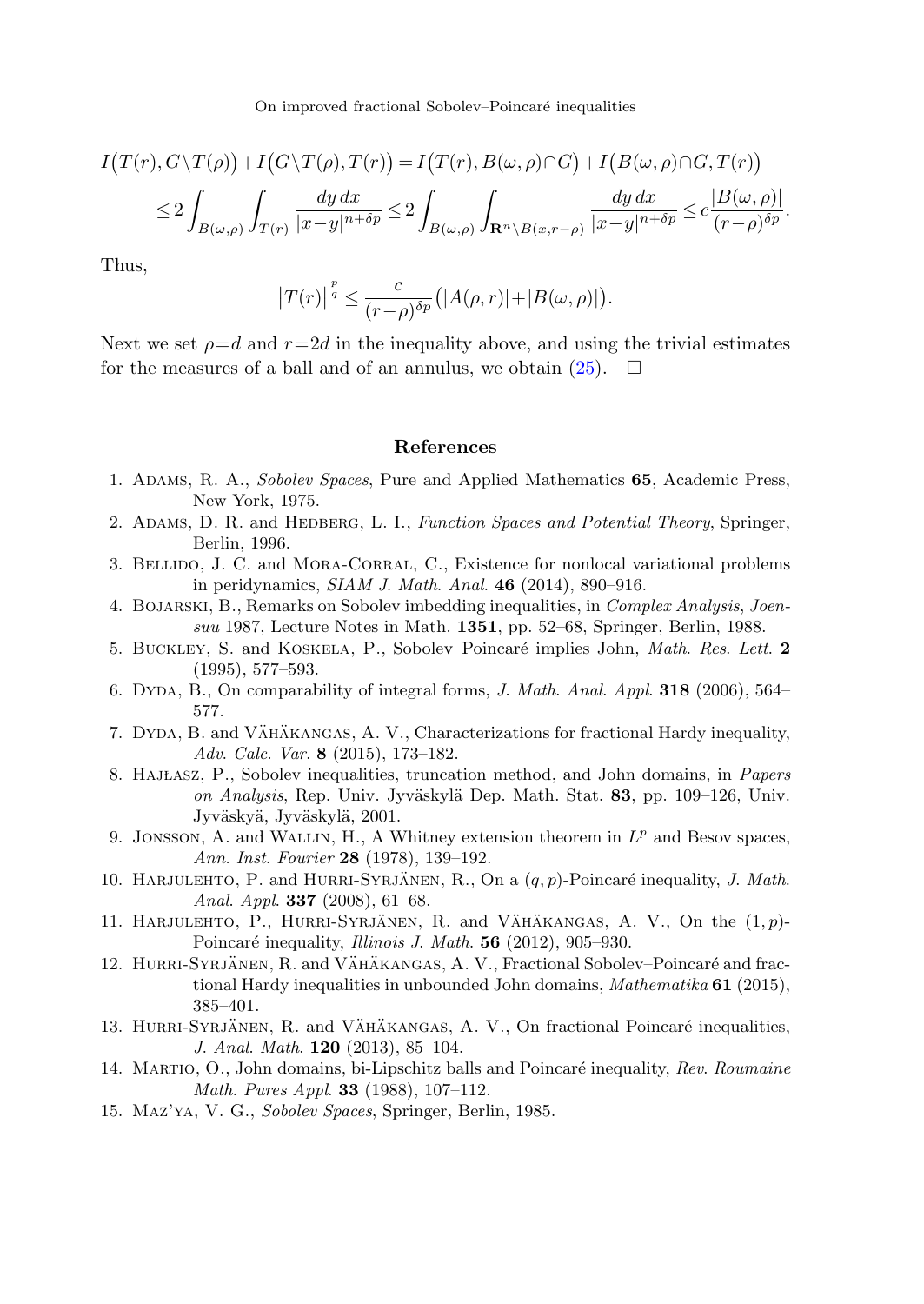$$
\begin{aligned}
I\big(T(r), G\setminus T(\rho)\big) + I\big(G\setminus T(\rho), T(r)\big) &= I\big(T(r), B(\omega,\rho)\cap G\big) + I\big(B(\omega,\rho)\cap G, T(r)\big) \\
&\le 2\int_{B(\omega,\rho)}\int_{T(r)} \frac{dy\,dx}{|x-y|^{n+\delta p}} \le 2\int_{B(\omega,\rho)}\int_{\mathbf{R}^n\setminus B(x,r-\rho)} \frac{dy\,dx}{|x-y|^{n+\delta p}} \le c\frac{|B(\omega,\rho)|}{(r-\rho)^{\delta p}}.
\end{aligned}
$$

Thus,

$$
\big|T(r)\big|^{\frac{p}{q}} \le \frac{c}{(r-\rho)^{\delta p}}\big(|A(\rho,r)|+|B(\omega,\rho)|\big).
$$

Next we set $\rho=d$ and $r=2d$ in the inequality above, and using the trivial estimates for the measures of a ball and of an annulus, we obtain (25). $\square$

## References

1. Adams, R. A., *Sobolev Spaces*, Pure and Applied Mathematics **65**, Academic Press, New York, 1975.
2. Adams, D. R. and Hedberg, L. I., *Function Spaces and Potential Theory*, Springer, Berlin, 1996.
3. Bellido, J. C. and Mora-Corral, C., Existence for nonlocal variational problems in peridynamics, *SIAM J. Math. Anal.* **46** (2014), 890–916.
4. Bojarski, B., Remarks on Sobolev imbedding inequalities, in *Complex Analysis*, *Joensuu* 1987, Lecture Notes in Math. **1351**, pp. 52–68, Springer, Berlin, 1988.
5. Buckley, S. and Koskela, P., Sobolev–Poincaré implies John, *Math. Res. Lett.* **2** (1995), 577–593.
6. Dyda, B., On comparability of integral forms, *J. Math. Anal. Appl.* **318** (2006), 564–577.
7. Dyda, B. and Vähäkangas, A. V., Characterizations for fractional Hardy inequality, *Adv. Calc. Var.* **8** (2015), 173–182.
8. Hajłasz, P., Sobolev inequalities, truncation method, and John domains, in *Papers on Analysis*, Rep. Univ. Jyväskylä Dep. Math. Stat. **83**, pp. 109–126, Univ. Jyväskyä, Jyväskylä, 2001.
9. Jonsson, A. and Wallin, H., A Whitney extension theorem in $L^p$ and Besov spaces, *Ann. Inst. Fourier* **28** (1978), 139–192.
10. Harjulehto, P. and Hurri-Syrjänen, R., On a $(q,p)$-Poincaré inequality, *J. Math. Anal. Appl.* **337** (2008), 61–68.
11. Harjulehto, P., Hurri-Syrjänen, R. and Vähäkangas, A. V., On the $(1,p)$-Poincaré inequality, *Illinois J. Math.* **56** (2012), 905–930.
12. Hurri-Syrjänen, R. and Vähäkangas, A. V., Fractional Sobolev–Poincaré and fractional Hardy inequalities in unbounded John domains, *Mathematika* **61** (2015), 385–401.
13. Hurri-Syrjänen, R. and Vähäkangas, A. V., On fractional Poincaré inequalities, *J. Anal. Math.* **120** (2013), 85–104.
14. Martio, O., John domains, bi-Lipschitz balls and Poincaré inequality, *Rev. Roumaine Math. Pures Appl.* **33** (1988), 107–112.
15. Maz'ya, V. G., *Sobolev Spaces*, Springer, Berlin, 1985.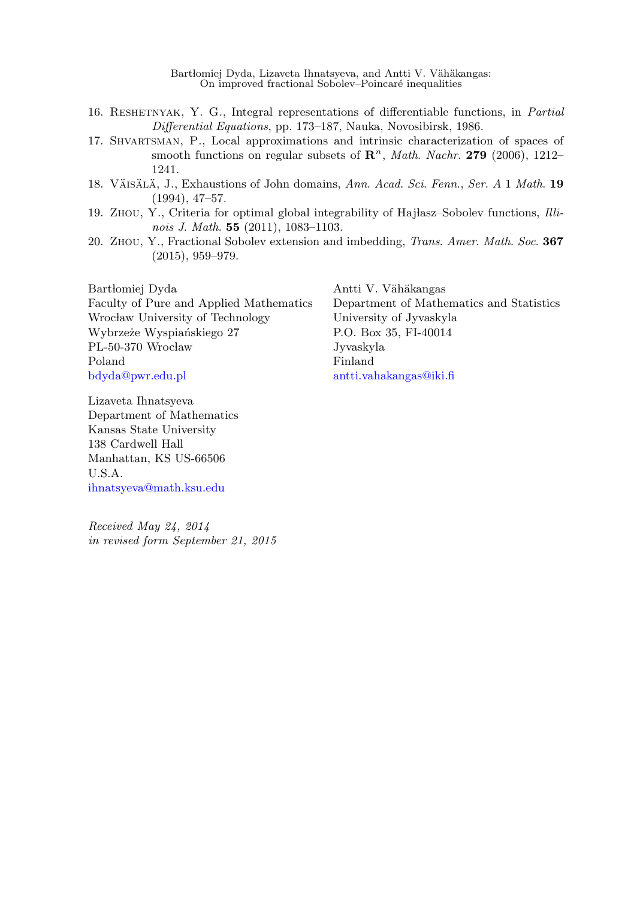16. Reshetnyak, Y. G., Integral representations of differentiable functions, in *Partial Differential Equations*, pp. 173–187, Nauka, Novosibirsk, 1986.
17. Shvartsman, P., Local approximations and intrinsic characterization of spaces of smooth functions on regular subsets of $\mathbf{R}^n$, *Math. Nachr.* **279** (2006), 1212–1241.
18. Väisälä, J., Exhaustions of John domains, *Ann. Acad. Sci. Fenn., Ser. A* 1 *Math.* **19** (1994), 47–57.
19. Zhou, Y., Criteria for optimal global integrability of Hajłasz–Sobolev functions, *Illinois J. Math.* **55** (2011), 1083–1103.
20. Zhou, Y., Fractional Sobolev extension and imbedding, *Trans. Amer. Math. Soc.* **367** (2015), 959–979.

Bartłomiej Dyda
Faculty of Pure and Applied Mathematics
Wrocław University of Technology
Wybrzeże Wyspiańskiego 27
PL-50-370 Wrocław
Poland
bdyda@pwr.edu.pl

Antti V. Vähäkangas
Department of Mathematics and Statistics
University of Jyvaskyla
P.O. Box 35, FI-40014
Jyvaskyla
Finland
antti.vahakangas@iki.fi

Lizaveta Ihnatsyeva
Department of Mathematics
Kansas State University
138 Cardwell Hall
Manhattan, KS US-66506
U.S.A.
ihnatsyeva@math.ksu.edu

*Received May 24, 2014*
*in revised form September 21, 2015*